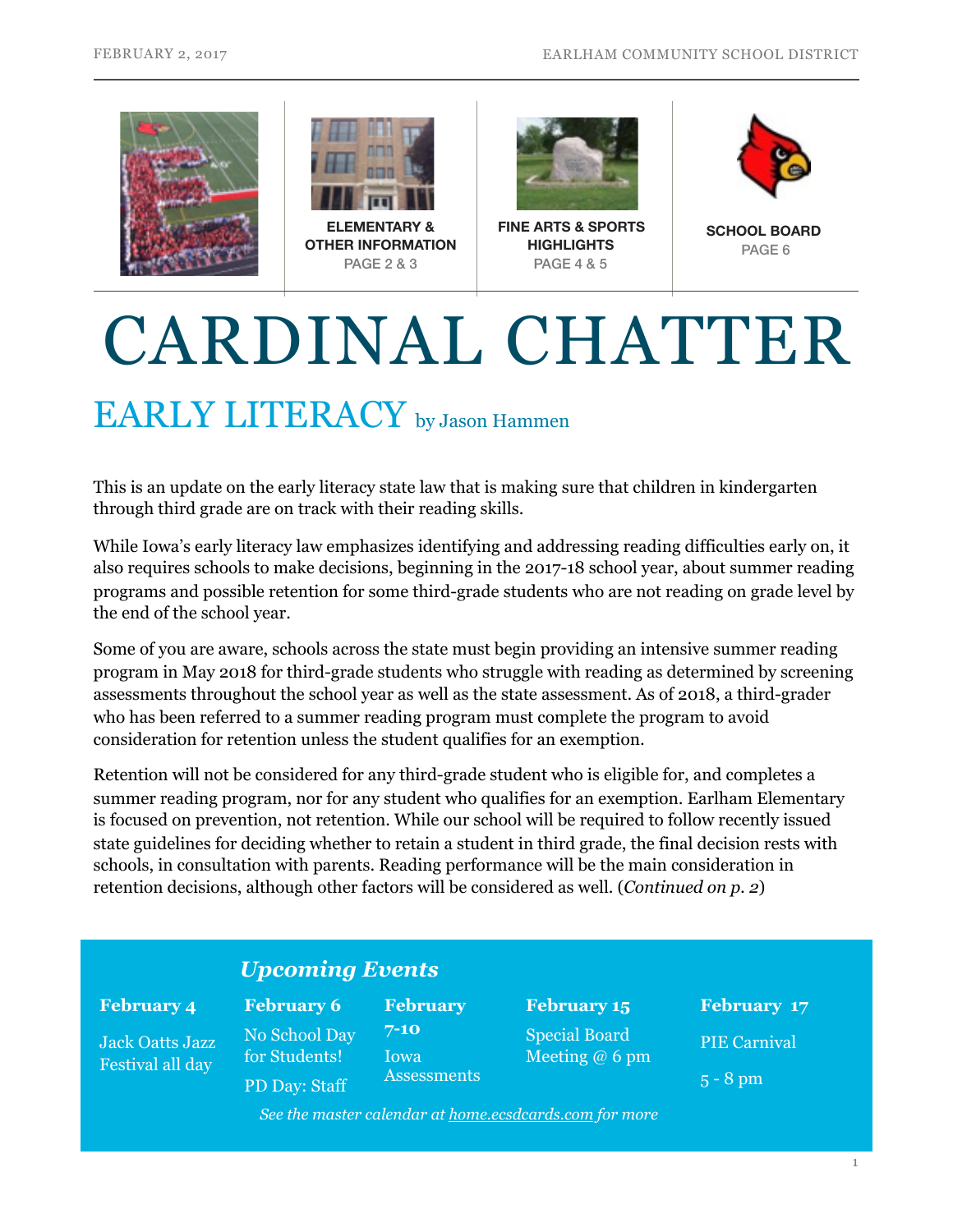ELEMENTARY & OTHER INFORMATION
PAGE 2 & 3

FINE ARTS & SPORTS HIGHLIGHTS
PAGE 4 & 5

SCHOOL BOARD
PAGE 6

# CARDINAL CHATTER

## EARLY LITERACY by Jason Hammen

This is an update on the early literacy state law that is making sure that children in kindergarten through third grade are on track with their reading skills.

While Iowa's early literacy law emphasizes identifying and addressing reading difficulties early on, it also requires schools to make decisions, beginning in the 2017-18 school year, about summer reading programs and possible retention for some third-grade students who are not reading on grade level by the end of the school year.

Some of you are aware, schools across the state must begin providing an intensive summer reading program in May 2018 for third-grade students who struggle with reading as determined by screening assessments throughout the school year as well as the state assessment. As of 2018, a third-grader who has been referred to a summer reading program must complete the program to avoid consideration for retention unless the student qualifies for an exemption.

Retention will not be considered for any third-grade student who is eligible for, and completes a summer reading program, nor for any student who qualifies for an exemption. Earlham Elementary is focused on prevention, not retention. While our school will be required to follow recently issued state guidelines for deciding whether to retain a student in third grade, the final decision rests with schools, in consultation with parents. Reading performance will be the main consideration in retention decisions, although other factors will be considered as well. (*Continued on p. 2*)

### *Upcoming Events*

**February 4**
Jack Oatts Jazz Festival all day

**February 6**
No School Day for Students!
PD Day: Staff

**February 7-10**
Iowa Assessments

**February 15**
Special Board Meeting @ 6 pm

**February 17**
PIE Carnival
5 - 8 pm

*See the master calendar at home.ecsdcards.com for more*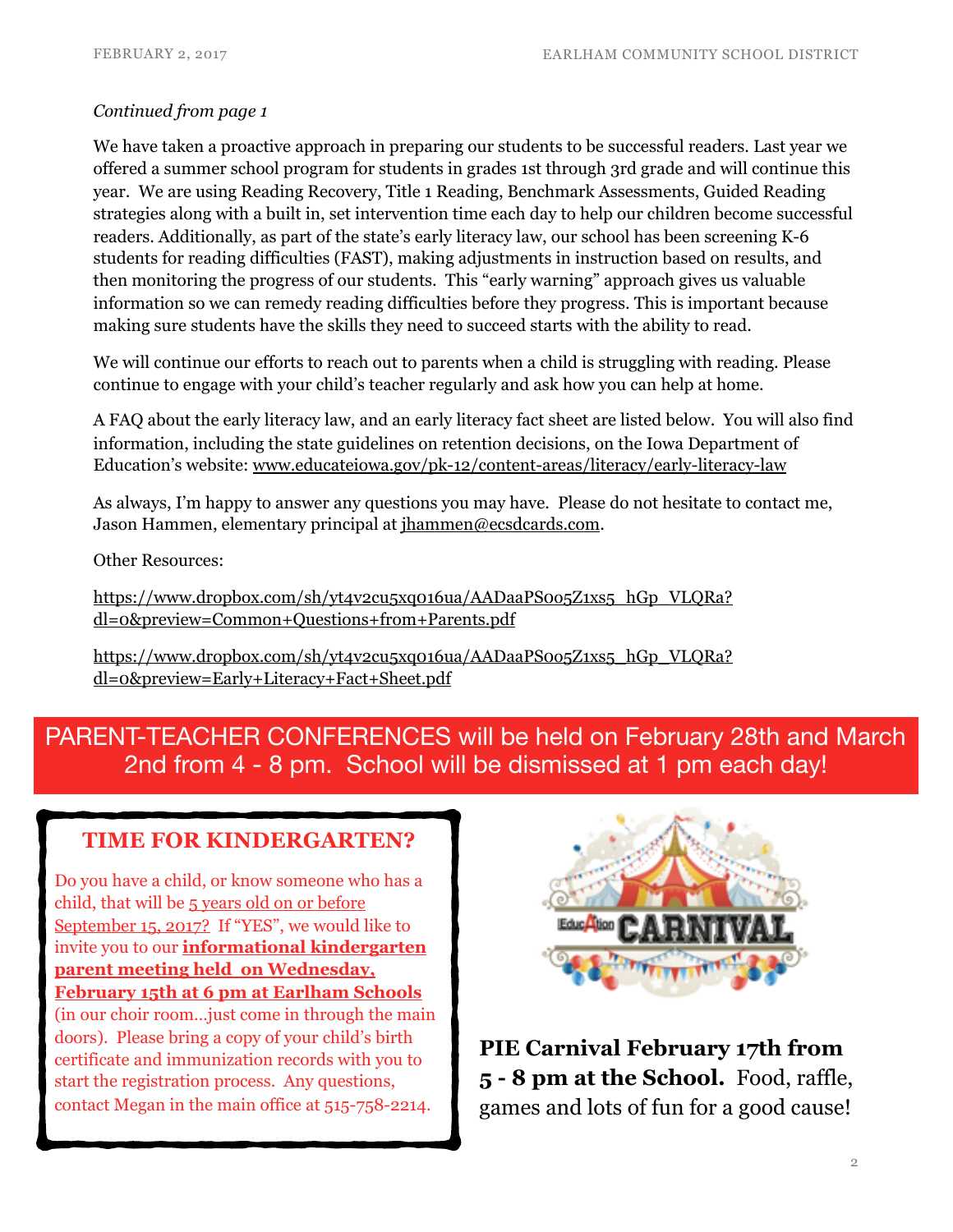*Continued from page 1*

We have taken a proactive approach in preparing our students to be successful readers. Last year we offered a summer school program for students in grades 1st through 3rd grade and will continue this year. We are using Reading Recovery, Title 1 Reading, Benchmark Assessments, Guided Reading strategies along with a built in, set intervention time each day to help our children become successful readers. Additionally, as part of the state's early literacy law, our school has been screening K-6 students for reading difficulties (FAST), making adjustments in instruction based on results, and then monitoring the progress of our students. This "early warning" approach gives us valuable information so we can remedy reading difficulties before they progress. This is important because making sure students have the skills they need to succeed starts with the ability to read.

We will continue our efforts to reach out to parents when a child is struggling with reading. Please continue to engage with your child's teacher regularly and ask how you can help at home.

A FAQ about the early literacy law, and an early literacy fact sheet are listed below. You will also find information, including the state guidelines on retention decisions, on the Iowa Department of Education's website: www.educateiowa.gov/pk-12/content-areas/literacy/early-literacy-law

As always, I'm happy to answer any questions you may have. Please do not hesitate to contact me, Jason Hammen, elementary principal at jhammen@ecsdcards.com.

Other Resources:

https://www.dropbox.com/sh/yt4v2cu5xq016ua/AADaaPS005Z1xs5_hGp_VLQRa?dl=0&preview=Common+Questions+from+Parents.pdf

https://www.dropbox.com/sh/yt4v2cu5xq016ua/AADaaPS005Z1xs5_hGp_VLQRa?dl=0&preview=Early+Literacy+Fact+Sheet.pdf

PARENT-TEACHER CONFERENCES will be held on February 28th and March 2nd from 4 - 8 pm. School will be dismissed at 1 pm each day!

## TIME FOR KINDERGARTEN?

Do you have a child, or know someone who has a child, that will be 5 years old on or before September 15, 2017? If "YES", we would like to invite you to our **informational kindergarten parent meeting held on Wednesday, February 15th at 6 pm at Earlham Schools** (in our choir room…just come in through the main doors). Please bring a copy of your child's birth certificate and immunization records with you to start the registration process. Any questions, contact Megan in the main office at 515-758-2214.

**PIE Carnival February 17th from 5 - 8 pm at the School.** Food, raffle, games and lots of fun for a good cause!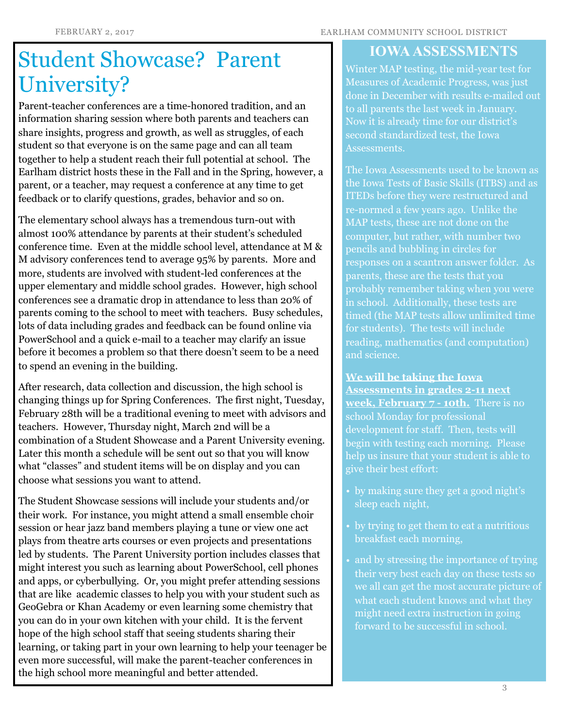# Student Showcase? Parent University?

Parent-teacher conferences are a time-honored tradition, and an information sharing session where both parents and teachers can share insights, progress and growth, as well as struggles, of each student so that everyone is on the same page and can all team together to help a student reach their full potential at school. The Earlham district hosts these in the Fall and in the Spring, however, a parent, or a teacher, may request a conference at any time to get feedback or to clarify questions, grades, behavior and so on.

The elementary school always has a tremendous turn-out with almost 100% attendance by parents at their student's scheduled conference time. Even at the middle school level, attendance at M & M advisory conferences tend to average 95% by parents. More and more, students are involved with student-led conferences at the upper elementary and middle school grades. However, high school conferences see a dramatic drop in attendance to less than 20% of parents coming to the school to meet with teachers. Busy schedules, lots of data including grades and feedback can be found online via PowerSchool and a quick e-mail to a teacher may clarify an issue before it becomes a problem so that there doesn't seem to be a need to spend an evening in the building.

After research, data collection and discussion, the high school is changing things up for Spring Conferences. The first night, Tuesday, February 28th will be a traditional evening to meet with advisors and teachers. However, Thursday night, March 2nd will be a combination of a Student Showcase and a Parent University evening. Later this month a schedule will be sent out so that you will know what "classes" and student items will be on display and you can choose what sessions you want to attend.

The Student Showcase sessions will include your students and/or their work. For instance, you might attend a small ensemble choir session or hear jazz band members playing a tune or view one act plays from theatre arts courses or even projects and presentations led by students. The Parent University portion includes classes that might interest you such as learning about PowerSchool, cell phones and apps, or cyberbullying. Or, you might prefer attending sessions that are like academic classes to help you with your student such as GeoGebra or Khan Academy or even learning some chemistry that you can do in your own kitchen with your child. It is the fervent hope of the high school staff that seeing students sharing their learning, or taking part in your own learning to help your teenager be even more successful, will make the parent-teacher conferences in the high school more meaningful and better attended.

## IOWA ASSESSMENTS

Winter MAP testing, the mid-year test for Measures of Academic Progress, was just done in December with results e-mailed out to all parents the last week in January. Now it is already time for our district's second standardized test, the Iowa Assessments.

The Iowa Assessments used to be known as the Iowa Tests of Basic Skills (ITBS) and as ITEDs before they were restructured and re-normed a few years ago. Unlike the MAP tests, these are not done on the computer, but rather, with number two pencils and bubbling in circles for responses on a scantron answer folder. As parents, these are the tests that you probably remember taking when you were in school. Additionally, these tests are timed (the MAP tests allow unlimited time for students). The tests will include reading, mathematics (and computation) and science.

**We will be taking the Iowa Assessments in grades 2-11 next week, February 7 - 10th.** There is no school Monday for professional development for staff. Then, tests will begin with testing each morning. Please help us insure that your student is able to give their best effort:

- by making sure they get a good night's sleep each night,
- by trying to get them to eat a nutritious breakfast each morning,
- and by stressing the importance of trying their very best each day on these tests so we all can get the most accurate picture of what each student knows and what they might need extra instruction in going forward to be successful in school.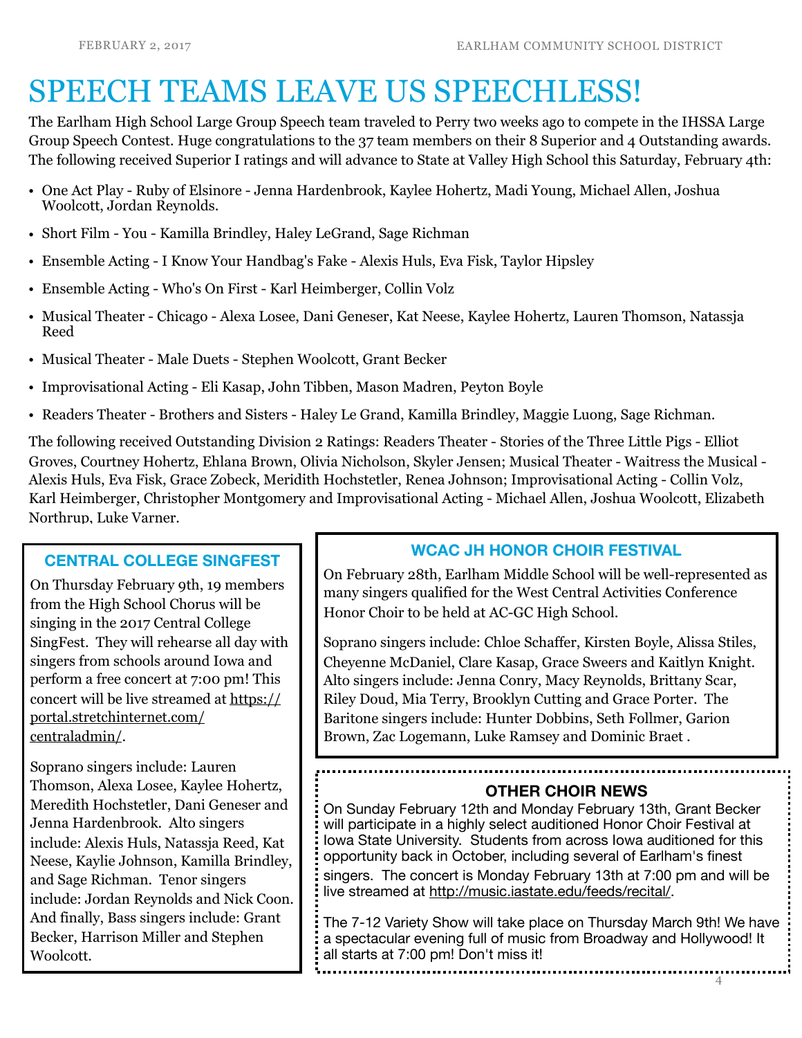# SPEECH TEAMS LEAVE US SPEECHLESS!

The Earlham High School Large Group Speech team traveled to Perry two weeks ago to compete in the IHSSA Large Group Speech Contest. Huge congratulations to the 37 team members on their 8 Superior and 4 Outstanding awards. The following received Superior I ratings and will advance to State at Valley High School this Saturday, February 4th:

- One Act Play - Ruby of Elsinore - Jenna Hardenbrook, Kaylee Hohertz, Madi Young, Michael Allen, Joshua Woolcott, Jordan Reynolds.
- Short Film - You - Kamilla Brindley, Haley LeGrand, Sage Richman
- Ensemble Acting - I Know Your Handbag's Fake - Alexis Huls, Eva Fisk, Taylor Hipsley
- Ensemble Acting - Who's On First - Karl Heimberger, Collin Volz
- Musical Theater - Chicago - Alexa Losee, Dani Geneser, Kat Neese, Kaylee Hohertz, Lauren Thomson, Natassja Reed
- Musical Theater - Male Duets - Stephen Woolcott, Grant Becker
- Improvisational Acting - Eli Kasap, John Tibben, Mason Madren, Peyton Boyle
- Readers Theater - Brothers and Sisters - Haley Le Grand, Kamilla Brindley, Maggie Luong, Sage Richman.

The following received Outstanding Division 2 Ratings: Readers Theater - Stories of the Three Little Pigs - Elliot Groves, Courtney Hohertz, Ehlana Brown, Olivia Nicholson, Skyler Jensen; Musical Theater - Waitress the Musical - Alexis Huls, Eva Fisk, Grace Zobeck, Meridith Hochstetler, Renea Johnson; Improvisational Acting - Collin Volz, Karl Heimberger, Christopher Montgomery and Improvisational Acting - Michael Allen, Joshua Woolcott, Elizabeth Northrup, Luke Varner.

## CENTRAL COLLEGE SINGFEST

On Thursday February 9th, 19 members from the High School Chorus will be singing in the 2017 Central College SingFest. They will rehearse all day with singers from schools around Iowa and perform a free concert at 7:00 pm! This concert will be live streamed at https://portal.stretchinternet.com/centraladmin/.

Soprano singers include: Lauren Thomson, Alexa Losee, Kaylee Hohertz, Meredith Hochstetler, Dani Geneser and Jenna Hardenbrook. Alto singers include: Alexis Huls, Natassja Reed, Kat Neese, Kaylie Johnson, Kamilla Brindley, and Sage Richman. Tenor singers include: Jordan Reynolds and Nick Coon. And finally, Bass singers include: Grant Becker, Harrison Miller and Stephen Woolcott.

## WCAC JH HONOR CHOIR FESTIVAL

On February 28th, Earlham Middle School will be well-represented as many singers qualified for the West Central Activities Conference Honor Choir to be held at AC-GC High School.

Soprano singers include: Chloe Schaffer, Kirsten Boyle, Alissa Stiles, Cheyenne McDaniel, Clare Kasap, Grace Sweers and Kaitlyn Knight. Alto singers include: Jenna Conry, Macy Reynolds, Brittany Scar, Riley Doud, Mia Terry, Brooklyn Cutting and Grace Porter. The Baritone singers include: Hunter Dobbins, Seth Follmer, Garion Brown, Zac Logemann, Luke Ramsey and Dominic Braet .

## OTHER CHOIR NEWS

On Sunday February 12th and Monday February 13th, Grant Becker will participate in a highly select auditioned Honor Choir Festival at Iowa State University. Students from across Iowa auditioned for this opportunity back in October, including several of Earlham's finest singers. The concert is Monday February 13th at 7:00 pm and will be live streamed at http://music.iastate.edu/feeds/recital/.

The 7-12 Variety Show will take place on Thursday March 9th! We have a spectacular evening full of music from Broadway and Hollywood! It all starts at 7:00 pm! Don't miss it!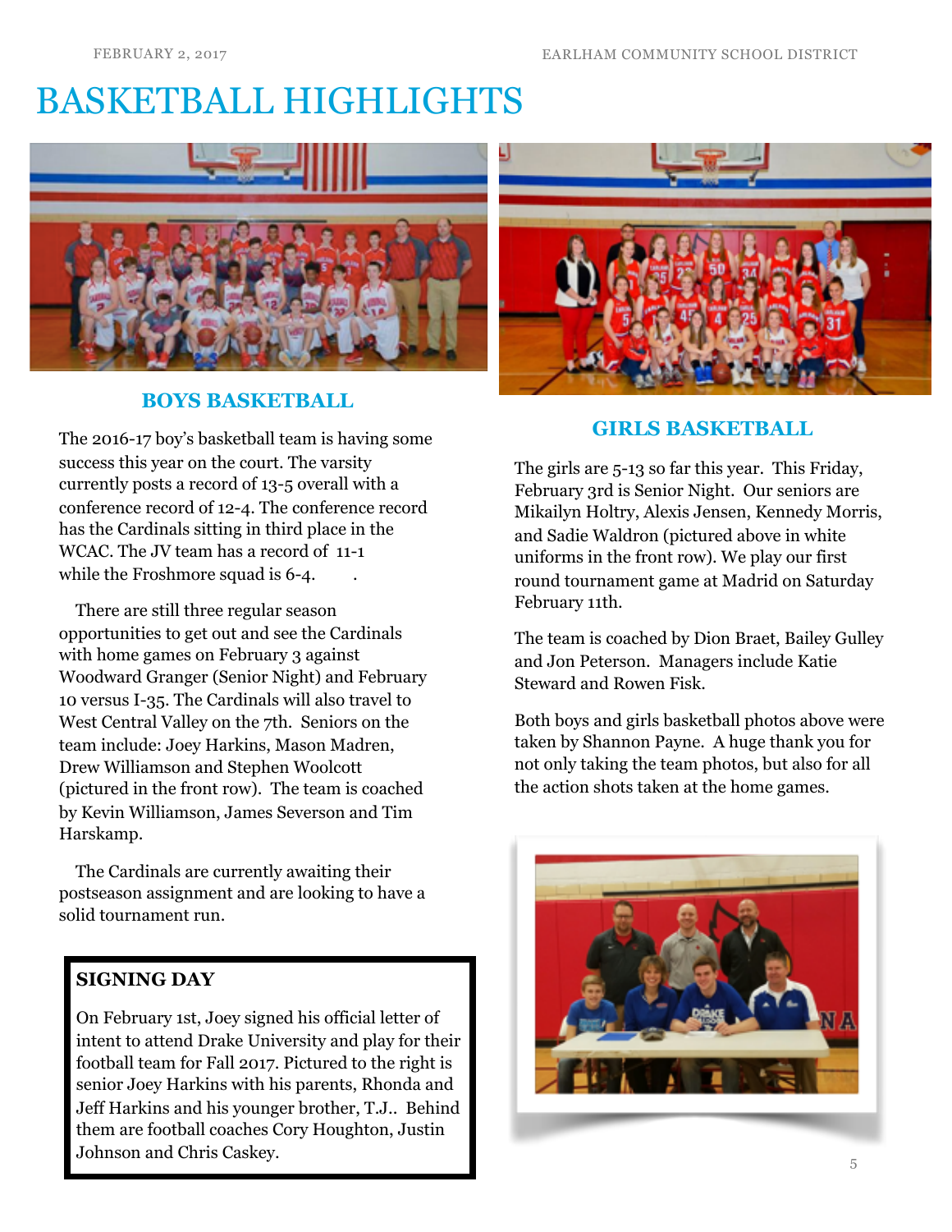# BASKETBALL HIGHLIGHTS

## BOYS BASKETBALL

The 2016-17 boy's basketball team is having some success this year on the court. The varsity currently posts a record of 13-5 overall with a conference record of 12-4. The conference record has the Cardinals sitting in third place in the WCAC. The JV team has a record of 11-1 while the Froshmore squad is 6-4.

There are still three regular season opportunities to get out and see the Cardinals with home games on February 3 against Woodward Granger (Senior Night) and February 10 versus I-35. The Cardinals will also travel to West Central Valley on the 7th. Seniors on the team include: Joey Harkins, Mason Madren, Drew Williamson and Stephen Woolcott (pictured in the front row). The team is coached by Kevin Williamson, James Severson and Tim Harskamp.

The Cardinals are currently awaiting their postseason assignment and are looking to have a solid tournament run.

## GIRLS BASKETBALL

The girls are 5-13 so far this year. This Friday, February 3rd is Senior Night. Our seniors are Mikailyn Holtry, Alexis Jensen, Kennedy Morris, and Sadie Waldron (pictured above in white uniforms in the front row). We play our first round tournament game at Madrid on Saturday February 11th.

The team is coached by Dion Braet, Bailey Gulley and Jon Peterson. Managers include Katie Steward and Rowen Fisk.

Both boys and girls basketball photos above were taken by Shannon Payne. A huge thank you for not only taking the team photos, but also for all the action shots taken at the home games.

### SIGNING DAY

On February 1st, Joey signed his official letter of intent to attend Drake University and play for their football team for Fall 2017. Pictured to the right is senior Joey Harkins with his parents, Rhonda and Jeff Harkins and his younger brother, T.J.. Behind them are football coaches Cory Houghton, Justin Johnson and Chris Caskey.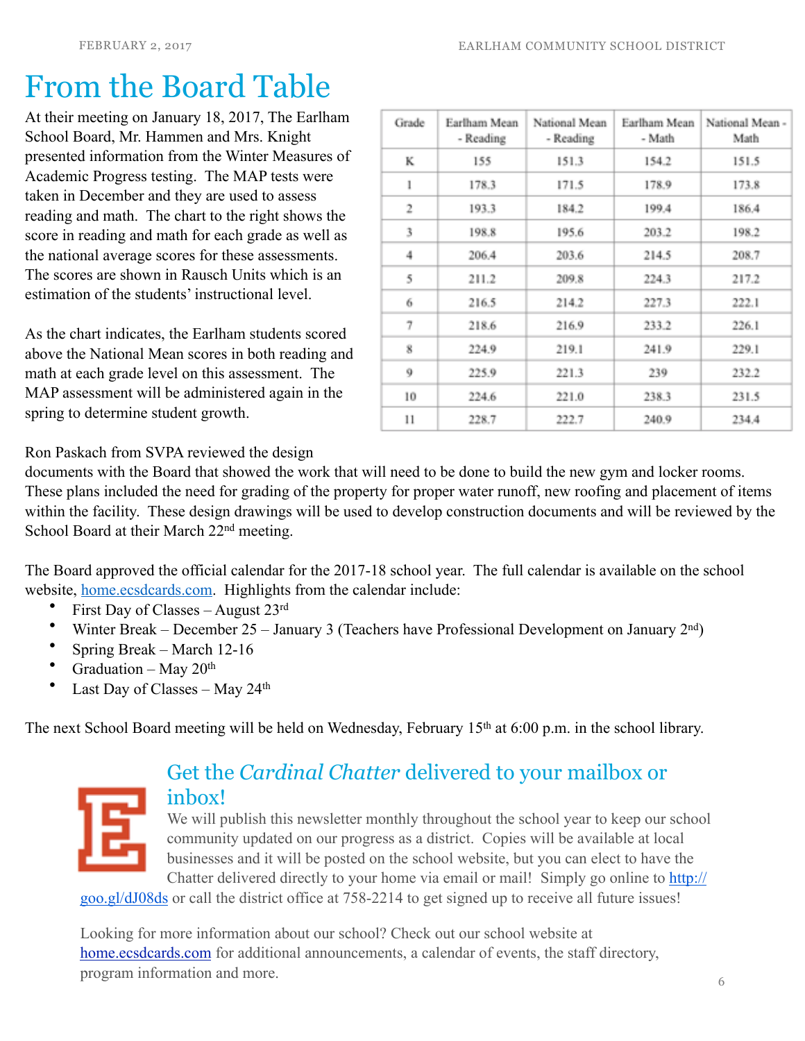# From the Board Table

At their meeting on January 18, 2017, The Earlham School Board, Mr. Hammen and Mrs. Knight presented information from the Winter Measures of Academic Progress testing. The MAP tests were taken in December and they are used to assess reading and math. The chart to the right shows the score in reading and math for each grade as well as the national average scores for these assessments. The scores are shown in Rausch Units which is an estimation of the students' instructional level.

| Grade | Earlham Mean - Reading | National Mean - Reading | Earlham Mean - Math | National Mean - Math |
|---|---|---|---|---|
| K | 155 | 151.3 | 154.2 | 151.5 |
| 1 | 178.3 | 171.5 | 178.9 | 173.8 |
| 2 | 193.3 | 184.2 | 199.4 | 186.4 |
| 3 | 198.8 | 195.6 | 203.2 | 198.2 |
| 4 | 206.4 | 203.6 | 214.5 | 208.7 |
| 5 | 211.2 | 209.8 | 224.3 | 217.2 |
| 6 | 216.5 | 214.2 | 227.3 | 222.1 |
| 7 | 218.6 | 216.9 | 233.2 | 226.1 |
| 8 | 224.9 | 219.1 | 241.9 | 229.1 |
| 9 | 225.9 | 221.3 | 239 | 232.2 |
| 10 | 224.6 | 221.0 | 238.3 | 231.5 |
| 11 | 228.7 | 222.7 | 240.9 | 234.4 |

As the chart indicates, the Earlham students scored above the National Mean scores in both reading and math at each grade level on this assessment. The MAP assessment will be administered again in the spring to determine student growth.

Ron Paskach from SVPA reviewed the design documents with the Board that showed the work that will need to be done to build the new gym and locker rooms. These plans included the need for grading of the property for proper water runoff, new roofing and placement of items within the facility. These design drawings will be used to develop construction documents and will be reviewed by the School Board at their March 22nd meeting.

The Board approved the official calendar for the 2017-18 school year. The full calendar is available on the school website, home.ecsdcards.com. Highlights from the calendar include:

- First Day of Classes – August 23rd
- Winter Break – December 25 – January 3 (Teachers have Professional Development on January 2nd)
- Spring Break – March 12-16
- Graduation – May 20th
- Last Day of Classes – May 24th

The next School Board meeting will be held on Wednesday, February 15th at 6:00 p.m. in the school library.

## Get the *Cardinal Chatter* delivered to your mailbox or inbox!

We will publish this newsletter monthly throughout the school year to keep our school community updated on our progress as a district. Copies will be available at local businesses and it will be posted on the school website, but you can elect to have the Chatter delivered directly to your home via email or mail! Simply go online to http://goo.gl/dJ08ds or call the district office at 758-2214 to get signed up to receive all future issues!

Looking for more information about our school? Check out our school website at home.ecsdcards.com for additional announcements, a calendar of events, the staff directory, program information and more.